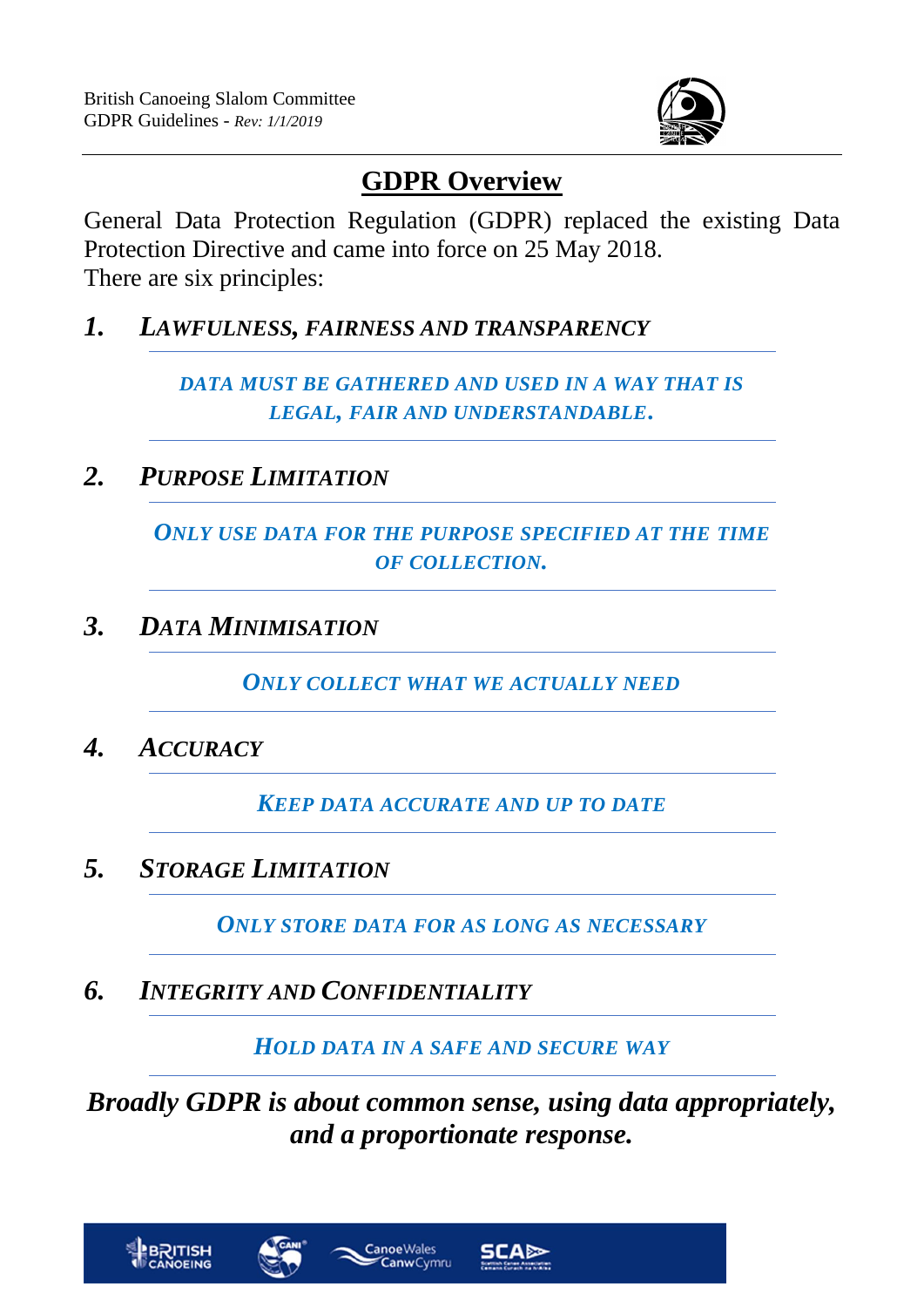British Canoeing Slalom Committee
GDPR Guidelines - *Rev: 1/1/2019*

# GDPR Overview

General Data Protection Regulation (GDPR) replaced the existing Data Protection Directive and came into force on 25 May 2018.
There are six principles:

## *1. Lawfulness, Fairness and Transparency*

***Data must be gathered and used in a way that is legal, fair and understandable.***

## *2. Purpose Limitation*

***Only use data for the purpose specified at the time of collection.***

## *3. Data Minimisation*

***Only collect what we actually need***

## *4. Accuracy*

***Keep data accurate and up to date***

## *5. Storage Limitation*

***Only store data for as long as necessary***

## *6. Integrity and Confidentiality*

***Hold data in a safe and secure way***

***Broadly GDPR is about common sense, using data appropriately, and a proportionate response.***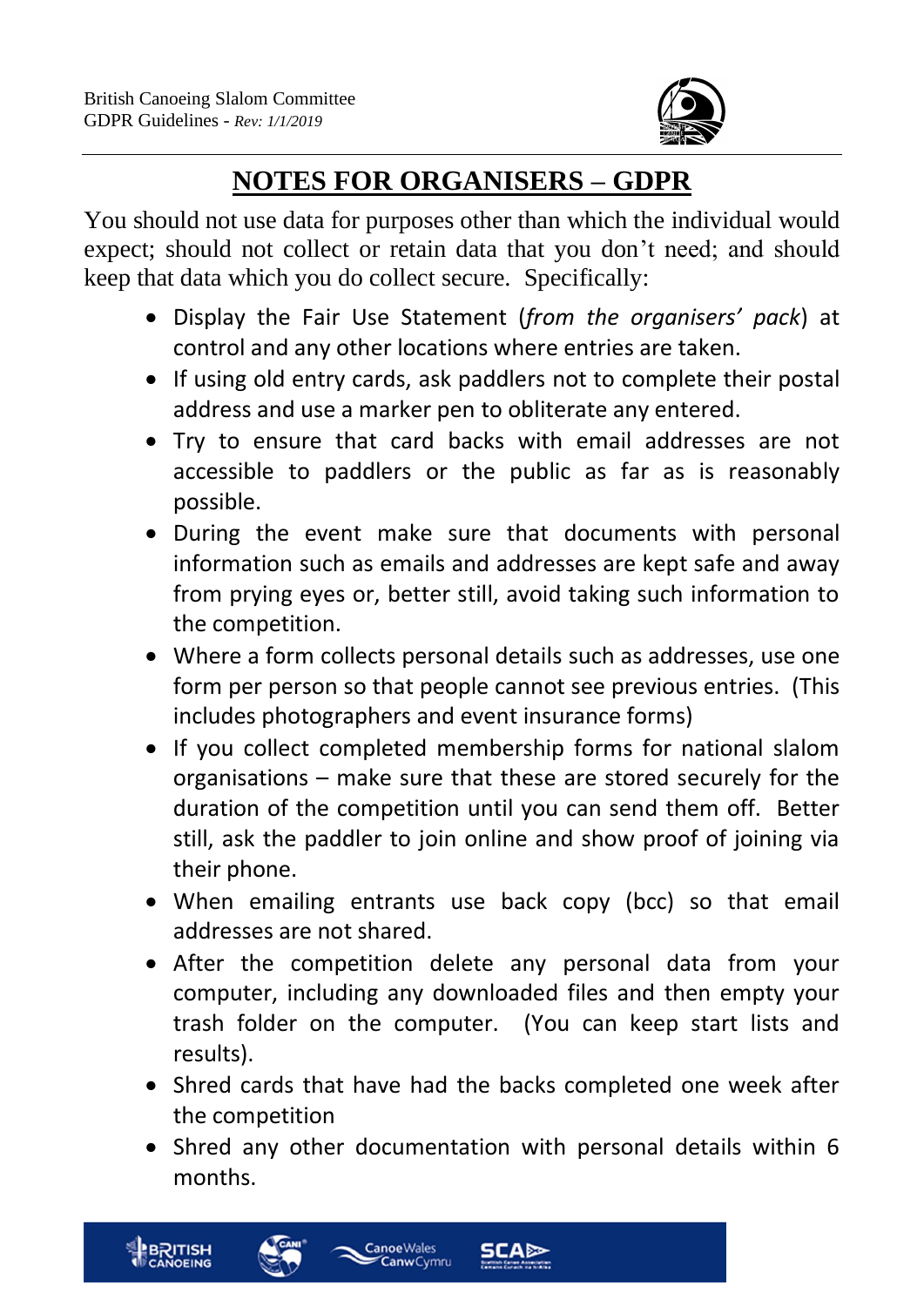# NOTES FOR ORGANISERS – GDPR

You should not use data for purposes other than which the individual would expect; should not collect or retain data that you don't need; and should keep that data which you do collect secure. Specifically:

- Display the Fair Use Statement (*from the organisers' pack*) at control and any other locations where entries are taken.
- If using old entry cards, ask paddlers not to complete their postal address and use a marker pen to obliterate any entered.
- Try to ensure that card backs with email addresses are not accessible to paddlers or the public as far as is reasonably possible.
- During the event make sure that documents with personal information such as emails and addresses are kept safe and away from prying eyes or, better still, avoid taking such information to the competition.
- Where a form collects personal details such as addresses, use one form per person so that people cannot see previous entries. (This includes photographers and event insurance forms)
- If you collect completed membership forms for national slalom organisations – make sure that these are stored securely for the duration of the competition until you can send them off. Better still, ask the paddler to join online and show proof of joining via their phone.
- When emailing entrants use back copy (bcc) so that email addresses are not shared.
- After the competition delete any personal data from your computer, including any downloaded files and then empty your trash folder on the computer. (You can keep start lists and results).
- Shred cards that have had the backs completed one week after the competition
- Shred any other documentation with personal details within 6 months.